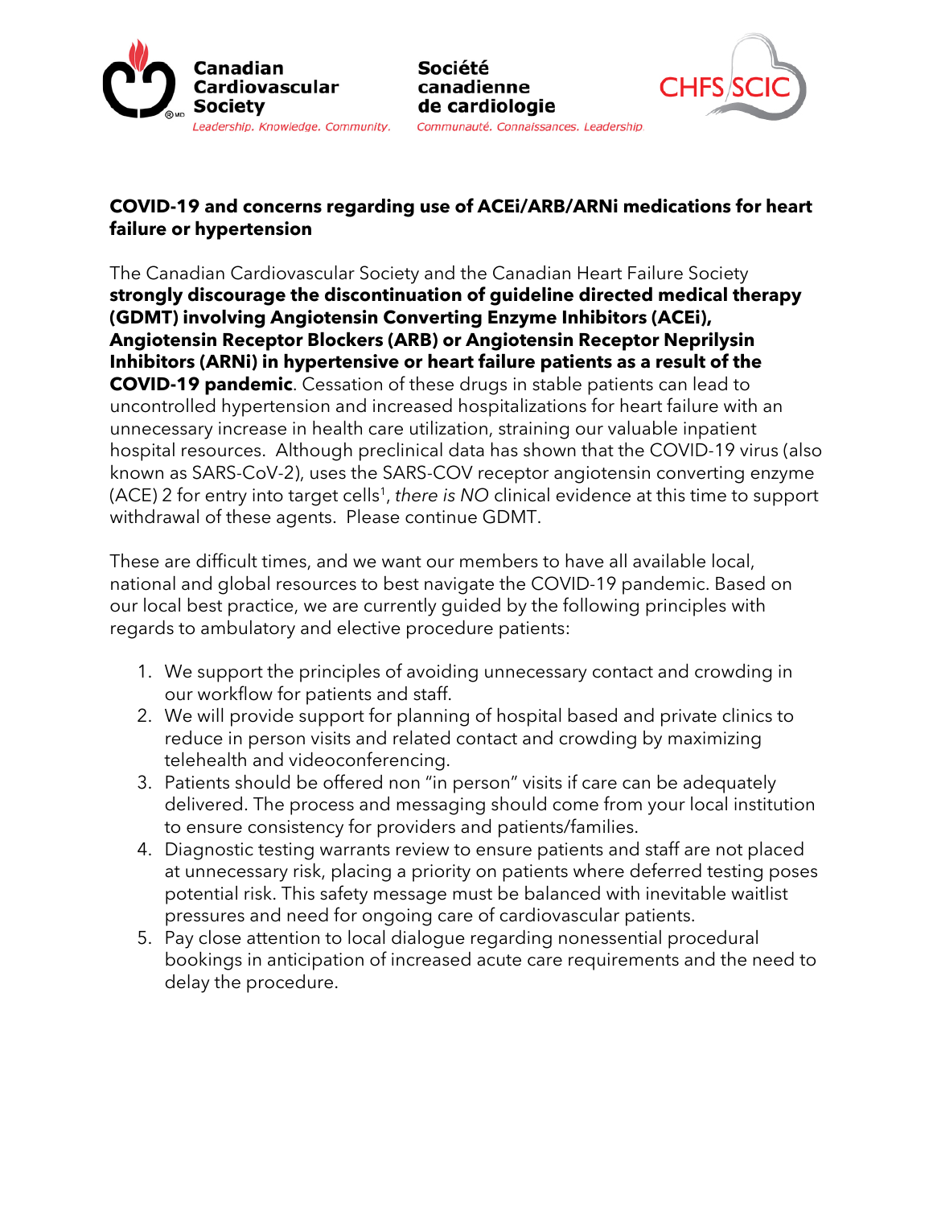Canadian Cardiovascular Society

*Leadership. Knowledge. Community.*

Société canadienne de cardiologie

*Communauté. Connaissances. Leadership.*

CHFS SCIC

**COVID-19 and concerns regarding use of ACEi/ARB/ARNi medications for heart failure or hypertension**

The Canadian Cardiovascular Society and the Canadian Heart Failure Society **strongly discourage the discontinuation of guideline directed medical therapy (GDMT) involving Angiotensin Converting Enzyme Inhibitors (ACEi), Angiotensin Receptor Blockers (ARB) or Angiotensin Receptor Neprilysin Inhibitors (ARNi) in hypertensive or heart failure patients as a result of the COVID-19 pandemic**. Cessation of these drugs in stable patients can lead to uncontrolled hypertension and increased hospitalizations for heart failure with an unnecessary increase in health care utilization, straining our valuable inpatient hospital resources. Although preclinical data has shown that the COVID-19 virus (also known as SARS-CoV-2), uses the SARS-COV receptor angiotensin converting enzyme (ACE) 2 for entry into target cells[1], *there is NO* clinical evidence at this time to support withdrawal of these agents. Please continue GDMT.

These are difficult times, and we want our members to have all available local, national and global resources to best navigate the COVID-19 pandemic. Based on our local best practice, we are currently guided by the following principles with regards to ambulatory and elective procedure patients:

1. We support the principles of avoiding unnecessary contact and crowding in our workflow for patients and staff.
2. We will provide support for planning of hospital based and private clinics to reduce in person visits and related contact and crowding by maximizing telehealth and videoconferencing.
3. Patients should be offered non "in person" visits if care can be adequately delivered. The process and messaging should come from your local institution to ensure consistency for providers and patients/families.
4. Diagnostic testing warrants review to ensure patients and staff are not placed at unnecessary risk, placing a priority on patients where deferred testing poses potential risk. This safety message must be balanced with inevitable waitlist pressures and need for ongoing care of cardiovascular patients.
5. Pay close attention to local dialogue regarding nonessential procedural bookings in anticipation of increased acute care requirements and the need to delay the procedure.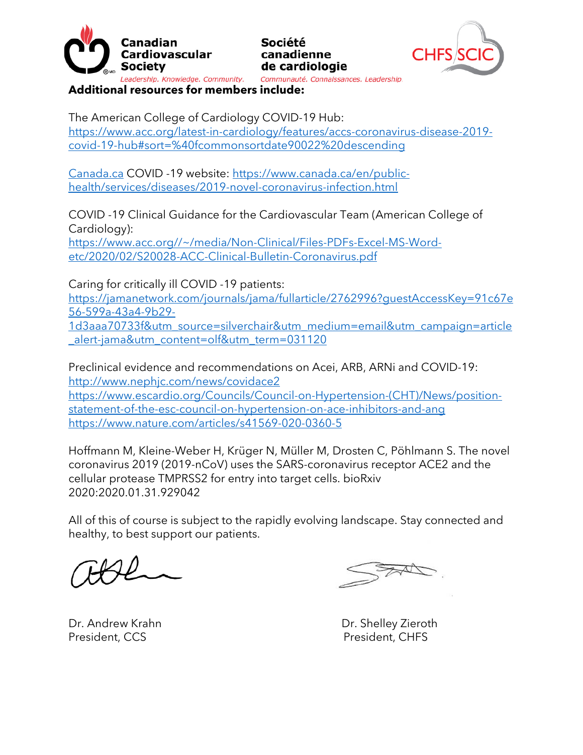**Additional resources for members include:**

The American College of Cardiology COVID-19 Hub:
https://www.acc.org/latest-in-cardiology/features/accs-coronavirus-disease-2019-covid-19-hub#sort=%40fcommonsortdate90022%20descending

Canada.ca COVID -19 website: https://www.canada.ca/en/public-health/services/diseases/2019-novel-coronavirus-infection.html

COVID -19 Clinical Guidance for the Cardiovascular Team (American College of Cardiology):
https://www.acc.org//~/media/Non-Clinical/Files-PDFs-Excel-MS-Word-etc/2020/02/S20028-ACC-Clinical-Bulletin-Coronavirus.pdf

Caring for critically ill COVID -19 patients:
https://jamanetwork.com/journals/jama/fullarticle/2762996?guestAccessKey=91c67e56-599a-43a4-9b29-1d3aaa70733f&utm_source=silverchair&utm_medium=email&utm_campaign=article_alert-jama&utm_content=olf&utm_term=031120

Preclinical evidence and recommendations on Acei, ARB, ARNi and COVID-19:
http://www.nephjc.com/news/covidace2
https://www.escardio.org/Councils/Council-on-Hypertension-(CHT)/News/position-statement-of-the-esc-council-on-hypertension-on-ace-inhibitors-and-ang
https://www.nature.com/articles/s41569-020-0360-5

Hoffmann M, Kleine-Weber H, Krüger N, Müller M, Drosten C, Pöhlmann S. The novel coronavirus 2019 (2019-nCoV) uses the SARS-coronavirus receptor ACE2 and the cellular protease TMPRSS2 for entry into target cells. bioRxiv 2020:2020.01.31.929042

All of this of course is subject to the rapidly evolving landscape. Stay connected and healthy, to best support our patients.

Dr. Andrew Krahn
President, CCS

Dr. Shelley Zieroth
President, CHFS